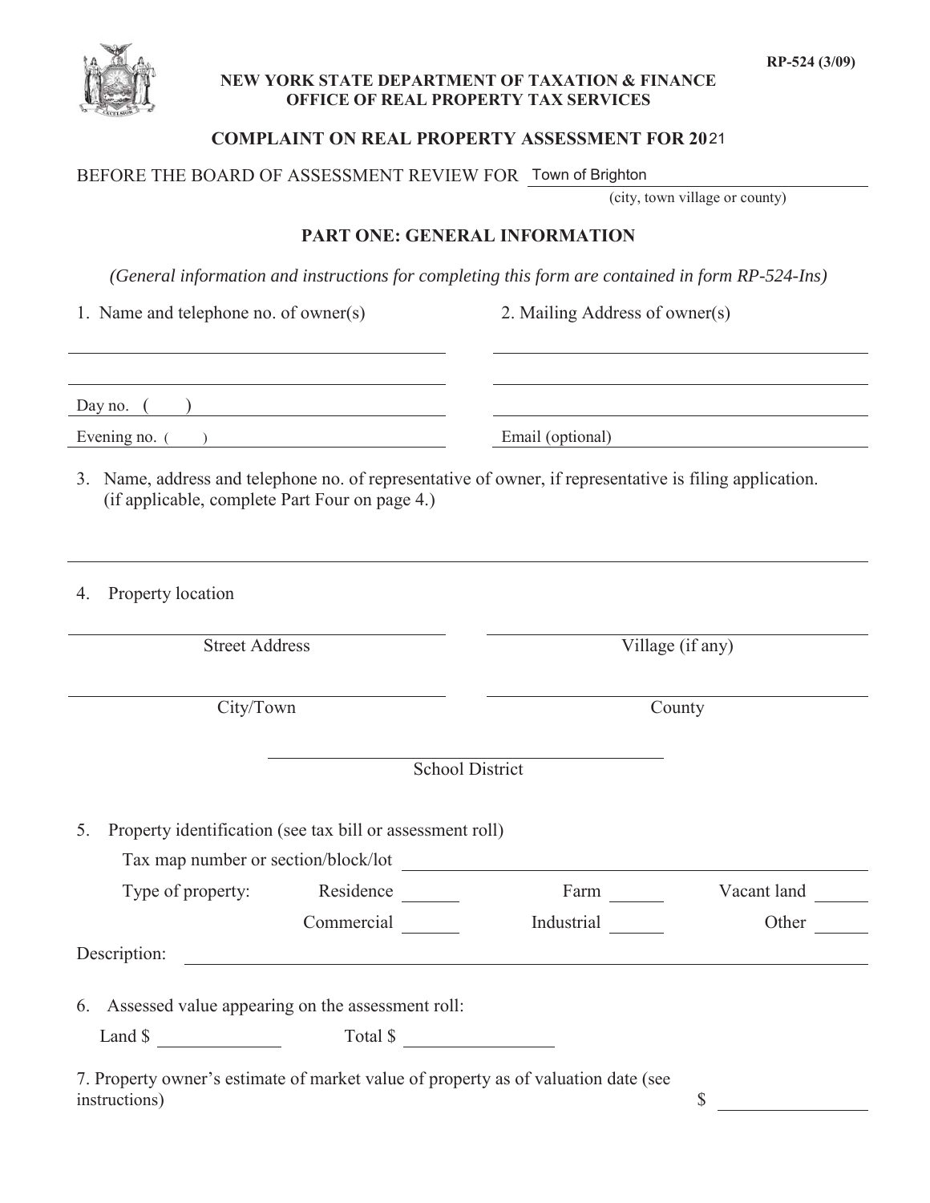RP-524 (3/09)

**NEW YORK STATE DEPARTMENT OF TAXATION & FINANCE**
**OFFICE OF REAL PROPERTY TAX SERVICES**

## COMPLAINT ON REAL PROPERTY ASSESSMENT FOR 2021

BEFORE THE BOARD OF ASSESSMENT REVIEW FOR Town of Brighton
(city, town village or county)

### PART ONE: GENERAL INFORMATION

*(General information and instructions for completing this form are contained in form RP-524-Ins)*

1. Name and telephone no. of owner(s)

______________________________

______________________________

Day no. (    ) ______________________________

Evening no. (    ) ______________________________

2. Mailing Address of owner(s)

______________________________

______________________________

______________________________

Email (optional) ______________________________

3. Name, address and telephone no. of representative of owner, if representative is filing application. (if applicable, complete Part Four on page 4.)

______________________________________________________________

4. Property location

______________________________ Street Address

______________________________ Village (if any)

______________________________ City/Town

______________________________ County

______________________________ School District

5. Property identification (see tax bill or assessment roll)

Tax map number or section/block/lot ______________________________

Type of property: Residence ______ Farm ______ Vacant land ______

Commercial ______ Industrial ______ Other ______

Description: ______________________________________________________________

6. Assessed value appearing on the assessment roll:

Land $ ______________ Total $ ______________

7. Property owner's estimate of market value of property as of valuation date (see instructions) $ ______________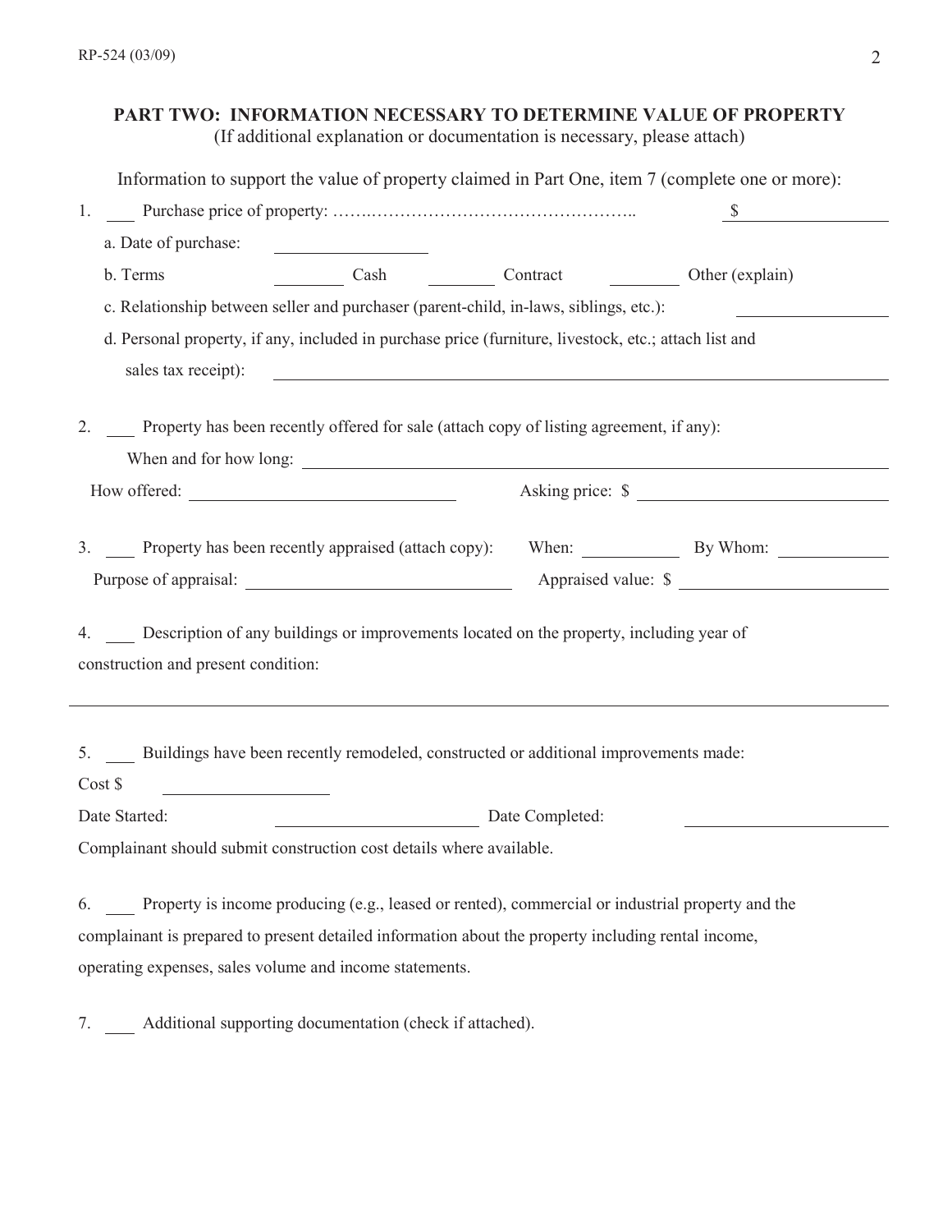## PART TWO: INFORMATION NECESSARY TO DETERMINE VALUE OF PROPERTY

(If additional explanation or documentation is necessary, please attach)

Information to support the value of property claimed in Part One, item 7 (complete one or more):

1. ___ Purchase price of property: …………………………………………….. $ ____________

   a. Date of purchase: ____________

   b. Terms ______ Cash ______ Contract ______ Other (explain)

   c. Relationship between seller and purchaser (parent-child, in-laws, siblings, etc.): ____________

   d. Personal property, if any, included in purchase price (furniture, livestock, etc.; attach list and sales tax receipt): ____________

2. ___ Property has been recently offered for sale (attach copy of listing agreement, if any):

   When and for how long: ____________

   How offered: ____________ Asking price: $ ____________

3. ___ Property has been recently appraised (attach copy): When: ________ By Whom: ________

   Purpose of appraisal: ____________ Appraised value: $ ____________

4. ___ Description of any buildings or improvements located on the property, including year of construction and present condition:

   ____________

5. ___ Buildings have been recently remodeled, constructed or additional improvements made:

   Cost $ ____________

   Date Started: ____________ Date Completed: ____________

   Complainant should submit construction cost details where available.

6. ___ Property is income producing (e.g., leased or rented), commercial or industrial property and the complainant is prepared to present detailed information about the property including rental income, operating expenses, sales volume and income statements.

7. ___ Additional supporting documentation (check if attached).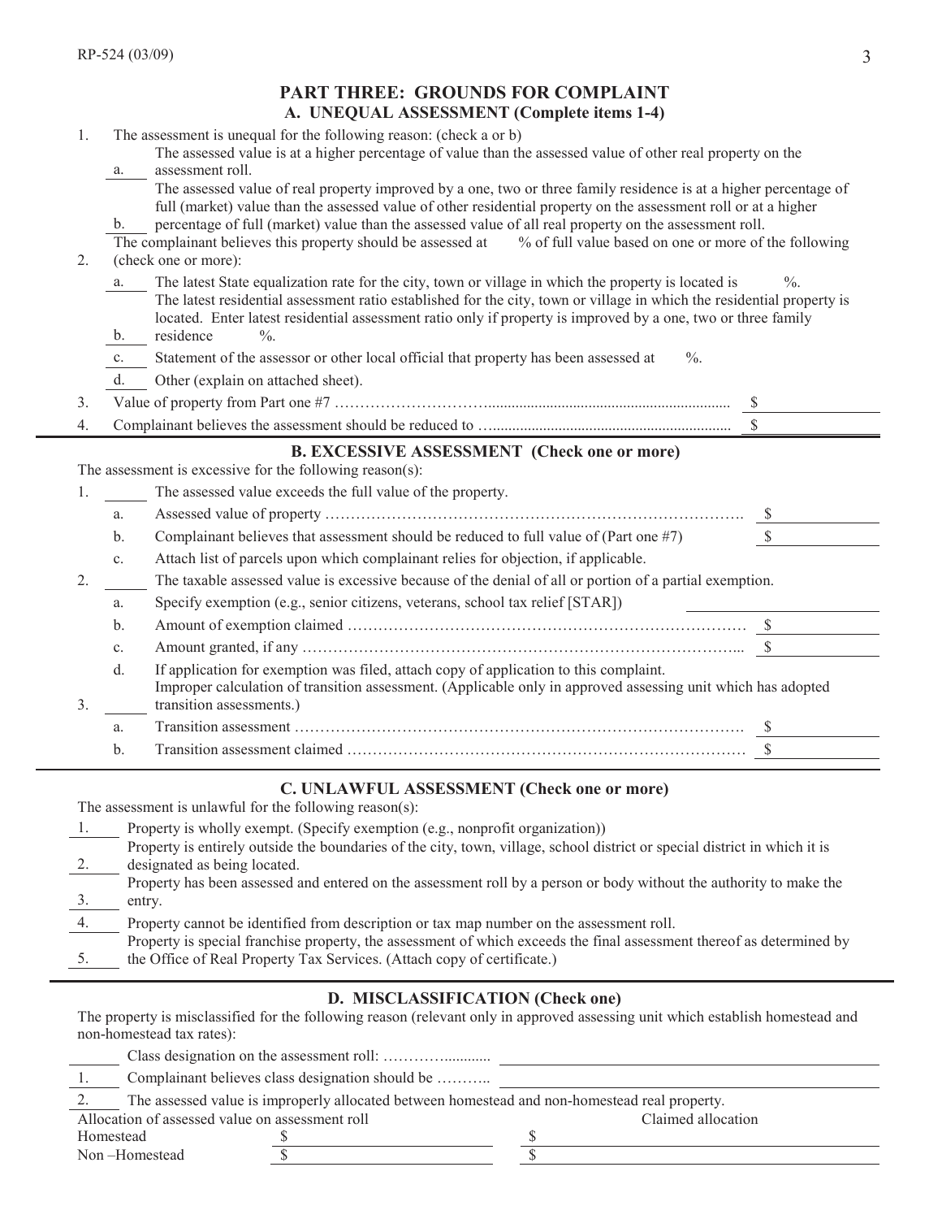## PART THREE: GROUNDS FOR COMPLAINT

### A. UNEQUAL ASSESSMENT (Complete items 1-4)

1. The assessment is unequal for the following reason: (check a or b)
   - a. \_\_\_\_ The assessed value is at a higher percentage of value than the assessed value of other real property on the assessment roll.
   - b. \_\_\_\_ The assessed value of real property improved by a one, two or three family residence is at a higher percentage of full (market) value than the assessed value of other residential property on the assessment roll or at a higher percentage of full (market) value than the assessed value of all real property on the assessment roll.
2. The complainant believes this property should be assessed at \_\_\_\_ % of full value based on one or more of the following (check one or more):
   - a. \_\_\_\_ The latest State equalization rate for the city, town or village in which the property is located is \_\_\_\_ %.
   - b. \_\_\_\_ The latest residential assessment ratio established for the city, town or village in which the residential property is located. Enter latest residential assessment ratio only if property is improved by a one, two or three family residence \_\_\_\_ %.
   - c. \_\_\_\_ Statement of the assessor or other local official that property has been assessed at \_\_\_\_ %.
   - d. \_\_\_\_ Other (explain on attached sheet).
3. Value of property from Part one #7 ........................................ $\_\_\_\_\_\_\_\_
4. Complainant believes the assessment should be reduced to ........................................ $\_\_\_\_\_\_\_\_

### B. EXCESSIVE ASSESSMENT (Check one or more)

The assessment is excessive for the following reason(s):

1. \_\_\_\_ The assessed value exceeds the full value of the property.
   - a. Assessed value of property ........................................ $\_\_\_\_\_\_\_\_
   - b. Complainant believes that assessment should be reduced to full value of (Part one #7) $\_\_\_\_\_\_\_\_
   - c. Attach list of parcels upon which complainant relies for objection, if applicable.
2. \_\_\_\_ The taxable assessed value is excessive because of the denial of all or portion of a partial exemption.
   - a. Specify exemption (e.g., senior citizens, veterans, school tax relief [STAR]) \_\_\_\_\_\_\_\_
   - b. Amount of exemption claimed ........................................ $\_\_\_\_\_\_\_\_
   - c. Amount granted, if any ........................................ $\_\_\_\_\_\_\_\_
   - d. If application for exemption was filed, attach copy of application to this complaint.
3. \_\_\_\_ Improper calculation of transition assessment. (Applicable only in approved assessing unit which has adopted transition assessments.)
   - a. Transition assessment ........................................ $\_\_\_\_\_\_\_\_
   - b. Transition assessment claimed ........................................ $\_\_\_\_\_\_\_\_

### C. UNLAWFUL ASSESSMENT (Check one or more)

The assessment is unlawful for the following reason(s):

1. \_\_\_\_ Property is wholly exempt. (Specify exemption (e.g., nonprofit organization))
2. \_\_\_\_ Property is entirely outside the boundaries of the city, town, village, school district or special district in which it is designated as being located.
3. \_\_\_\_ Property has been assessed and entered on the assessment roll by a person or body without the authority to make the entry.
4. \_\_\_\_ Property cannot be identified from description or tax map number on the assessment roll.
5. \_\_\_\_ Property is special franchise property, the assessment of which exceeds the final assessment thereof as determined by the Office of Real Property Tax Services. (Attach copy of certificate.)

### D. MISCLASSIFICATION (Check one)

The property is misclassified for the following reason (relevant only in approved assessing unit which establish homestead and non-homestead tax rates):

Class designation on the assessment roll: ........................ \_\_\_\_\_\_\_\_

1. \_\_\_\_ Complainant believes class designation should be ............ \_\_\_\_\_\_\_\_
2. \_\_\_\_ The assessed value is improperly allocated between homestead and non-homestead real property.

| Allocation of assessed value on assessment roll | | Claimed allocation |
|---|---|---|
| Homestead | $ | $ |
| Non –Homestead | $ | $ |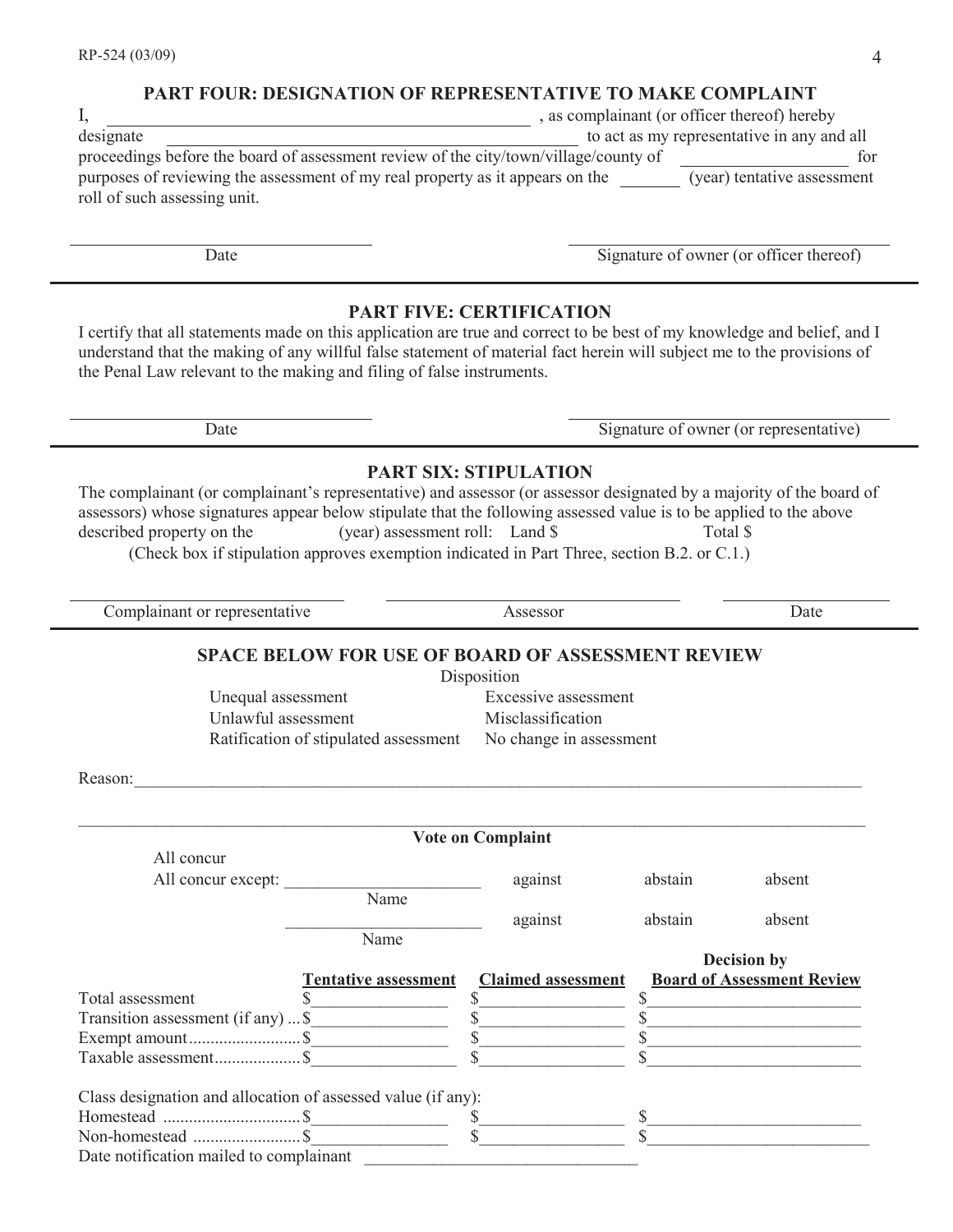## PART FOUR: DESIGNATION OF REPRESENTATIVE TO MAKE COMPLAINT

I, \_\_\_\_\_\_\_\_\_\_\_\_\_\_\_\_\_\_\_\_\_\_\_\_\_\_\_\_\_\_\_\_\_\_\_\_\_\_\_\_\_\_\_\_\_\_\_\_\_\_ , as complainant (or officer thereof) hereby designate \_\_\_\_\_\_\_\_\_\_\_\_\_\_\_\_\_\_\_\_\_\_\_\_\_\_\_\_\_\_\_\_\_\_\_\_\_\_\_\_\_\_\_\_\_\_\_\_\_\_ to act as my representative in any and all proceedings before the board of assessment review of the city/town/village/county of \_\_\_\_\_\_\_\_\_\_\_\_\_\_\_\_\_\_\_\_ for purposes of reviewing the assessment of my real property as it appears on the \_\_\_\_\_\_\_\_ (year) tentative assessment roll of such assessing unit.

\_\_\_\_\_\_\_\_\_\_\_\_\_\_\_\_\_\_\_\_\_\_\_\_\_\_\_\_\_\_ Date

\_\_\_\_\_\_\_\_\_\_\_\_\_\_\_\_\_\_\_\_\_\_\_\_\_\_\_\_\_\_ Signature of owner (or officer thereof)

## PART FIVE: CERTIFICATION

I certify that all statements made on this application are true and correct to be best of my knowledge and belief, and I understand that the making of any willful false statement of material fact herein will subject me to the provisions of the Penal Law relevant to the making and filing of false instruments.

\_\_\_\_\_\_\_\_\_\_\_\_\_\_\_\_\_\_\_\_\_\_\_\_\_\_\_\_\_\_ Date

\_\_\_\_\_\_\_\_\_\_\_\_\_\_\_\_\_\_\_\_\_\_\_\_\_\_\_\_\_\_ Signature of owner (or representative)

## PART SIX: STIPULATION

The complainant (or complainant's representative) and assessor (or assessor designated by a majority of the board of assessors) whose signatures appear below stipulate that the following assessed value is to be applied to the above described property on the \_\_\_\_\_\_\_\_ (year) assessment roll: Land $ \_\_\_\_\_\_\_\_\_\_\_\_ Total $ \_\_\_\_\_\_\_\_\_\_\_\_

(Check box if stipulation approves exemption indicated in Part Three, section B.2. or C.1.)

\_\_\_\_\_\_\_\_\_\_\_\_\_\_\_\_\_\_\_\_\_\_\_\_\_\_\_\_\_\_ Complainant or representative

\_\_\_\_\_\_\_\_\_\_\_\_\_\_\_\_\_\_\_\_\_\_\_\_\_\_\_\_\_\_ Assessor

\_\_\_\_\_\_\_\_\_\_\_\_\_\_\_\_\_\_\_\_ Date

## SPACE BELOW FOR USE OF BOARD OF ASSESSMENT REVIEW

Disposition

| | |
|---|---|
| Unequal assessment | Excessive assessment |
| Unlawful assessment | Misclassification |
| Ratification of stipulated assessment | No change in assessment |

Reason: \_\_\_\_\_\_\_\_\_\_\_\_\_\_\_\_\_\_\_\_\_\_\_\_\_\_\_\_\_\_\_\_\_\_\_\_\_\_\_\_\_\_\_\_\_\_\_\_\_\_\_\_\_\_\_\_\_\_\_\_\_\_\_\_\_\_\_\_\_\_\_\_\_\_\_\_

\_\_\_\_\_\_\_\_\_\_\_\_\_\_\_\_\_\_\_\_\_\_\_\_\_\_\_\_\_\_\_\_\_\_\_\_\_\_\_\_\_\_\_\_\_\_\_\_\_\_\_\_\_\_\_\_\_\_\_\_\_\_\_\_\_\_\_\_\_\_\_\_\_\_\_\_\_\_\_\_\_\_\_\_

### Vote on Complaint

| | | | | |
|---|---|---|---|---|
| All concur | | | | |
| All concur except: | \_\_\_\_\_\_\_\_\_\_\_\_\_\_\_\_\_\_\_\_ Name | against | abstain | absent |
| | \_\_\_\_\_\_\_\_\_\_\_\_\_\_\_\_\_\_\_\_ Name | against | abstain | absent |

| | Tentative assessment | Claimed assessment | Decision by Board of Assessment Review |
|---|---|---|---|
| Total assessment | $ | $ | $ |
| Transition assessment (if any) | $ | $ | $ |
| Exempt amount | $ | $ | $ |
| Taxable assessment | $ | $ | $ |
| Class designation and allocation of assessed value (if any): | | | |
| Homestead | $ | $ | $ |
| Non-homestead | $ | $ | $ |

Date notification mailed to complainant \_\_\_\_\_\_\_\_\_\_\_\_\_\_\_\_\_\_\_\_\_\_\_\_\_\_\_\_\_\_